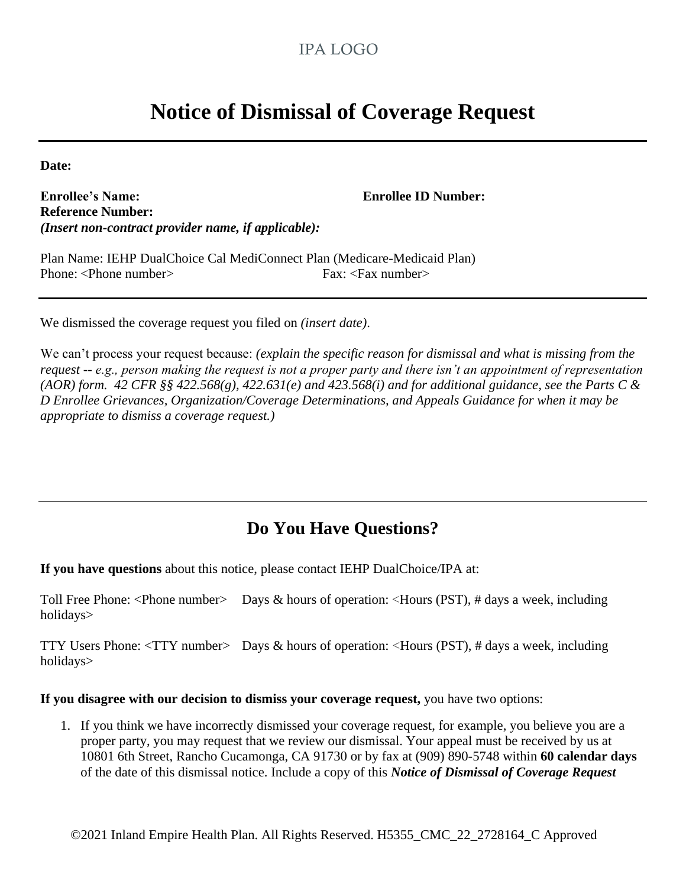IPA LOGO

# Notice of Dismissal of Coverage Request

**Date:**

**Enrollee's Name:** **Enrollee ID Number:**
**Reference Number:**
***(Insert non-contract provider name, if applicable):***

Plan Name: IEHP DualChoice Cal MediConnect Plan (Medicare-Medicaid Plan)
Phone: <Phone number> Fax: <Fax number>

---

We dismissed the coverage request you filed on *(insert date)*.

We can't process your request because: *(explain the specific reason for dismissal and what is missing from the request -- e.g., person making the request is not a proper party and there isn't an appointment of representation (AOR) form. 42 CFR §§ 422.568(g), 422.631(e) and 423.568(i) and for additional guidance, see the Parts C & D Enrollee Grievances, Organization/Coverage Determinations, and Appeals Guidance for when it may be appropriate to dismiss a coverage request.)*

---

## Do You Have Questions?

**If you have questions** about this notice, please contact IEHP DualChoice/IPA at:

Toll Free Phone: <Phone number> Days & hours of operation: <Hours (PST), # days a week, including holidays>

TTY Users Phone: <TTY number> Days & hours of operation: <Hours (PST), # days a week, including holidays>

**If you disagree with our decision to dismiss your coverage request,** you have two options:

1. If you think we have incorrectly dismissed your coverage request, for example, you believe you are a proper party, you may request that we review our dismissal. Your appeal must be received by us at 10801 6th Street, Rancho Cucamonga, CA 91730 or by fax at (909) 890-5748 within **60 calendar days** of the date of this dismissal notice. Include a copy of this ***Notice of Dismissal of Coverage Request***

©2021 Inland Empire Health Plan. All Rights Reserved. H5355_CMC_22_2728164_C Approved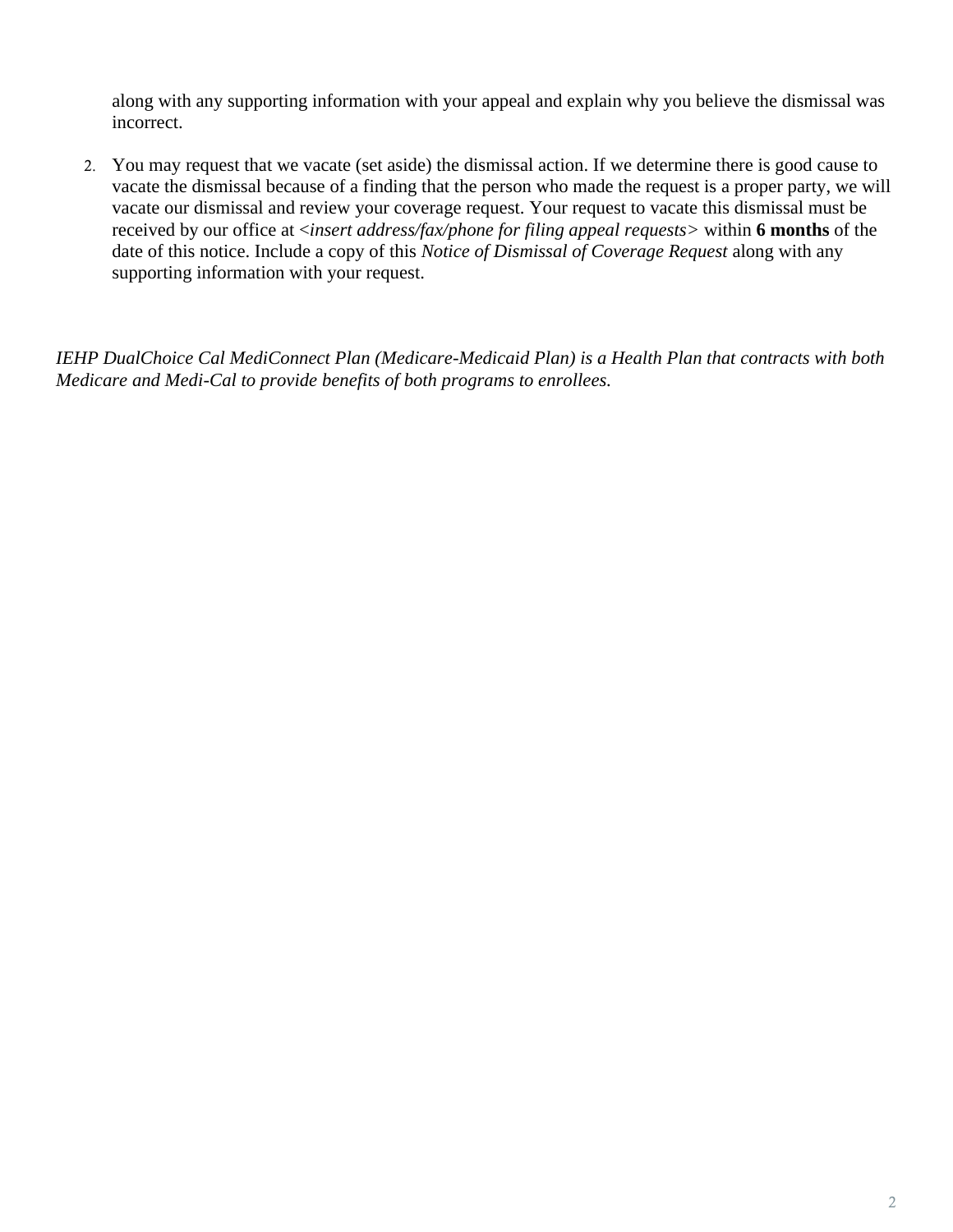along with any supporting information with your appeal and explain why you believe the dismissal was incorrect.

2. You may request that we vacate (set aside) the dismissal action. If we determine there is good cause to vacate the dismissal because of a finding that the person who made the request is a proper party, we will vacate our dismissal and review your coverage request. Your request to vacate this dismissal must be received by our office at <*insert address/fax/phone for filing appeal requests*> within **6 months** of the date of this notice. Include a copy of this *Notice of Dismissal of Coverage Request* along with any supporting information with your request.

*IEHP DualChoice Cal MediConnect Plan (Medicare-Medicaid Plan) is a Health Plan that contracts with both Medicare and Medi-Cal to provide benefits of both programs to enrollees.*